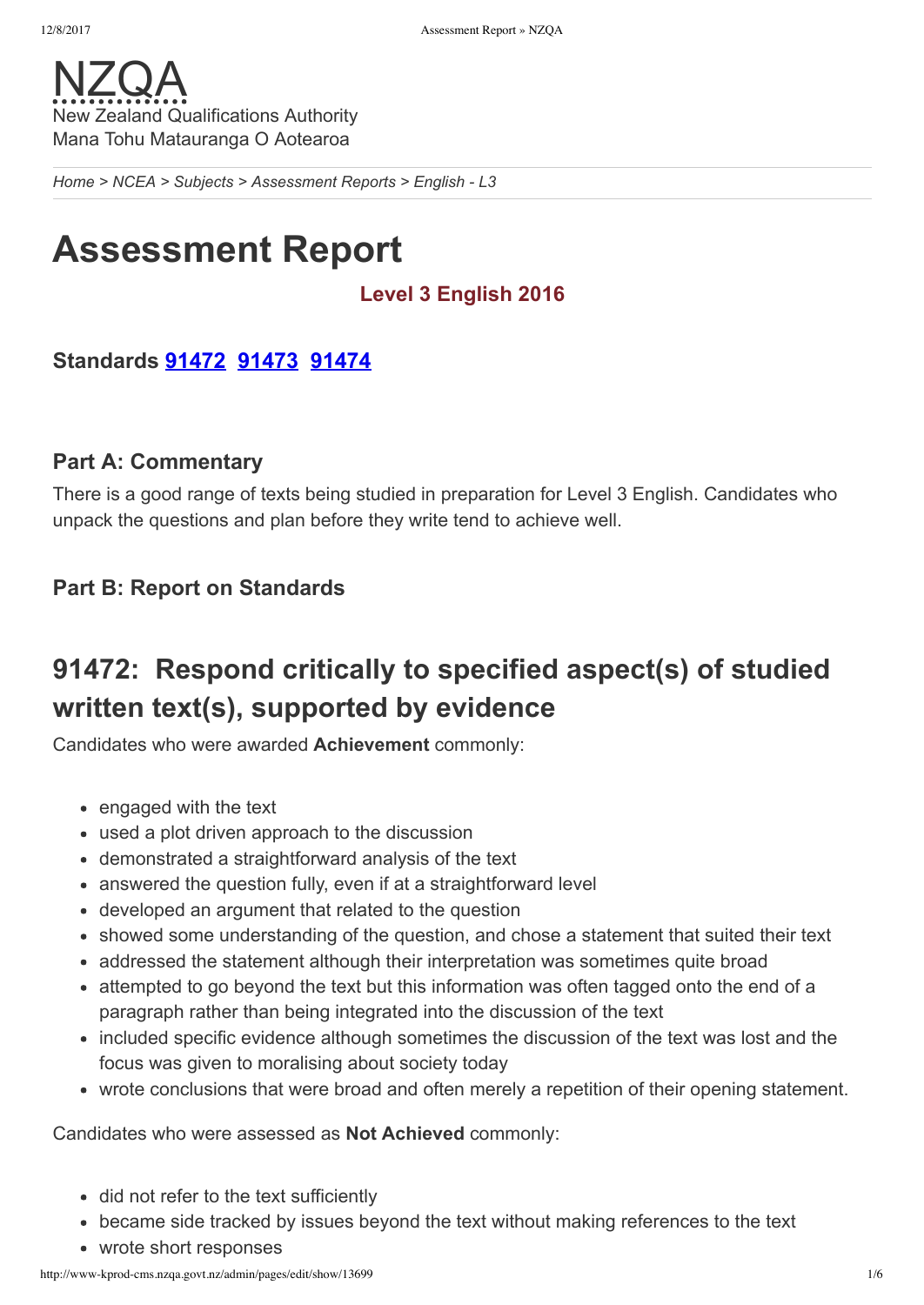NZQA
New Zealand Qualifications Authority
Mana Tohu Matauranga O Aotearoa

*Home > NCEA > Subjects > Assessment Reports > English - L3*

# Assessment Report

### Level 3 English 2016

### Standards 91472 91473 91474

### Part A: Commentary

There is a good range of texts being studied in preparation for Level 3 English. Candidates who unpack the questions and plan before they write tend to achieve well.

### Part B: Report on Standards

## 91472: Respond critically to specified aspect(s) of studied written text(s), supported by evidence

Candidates who were awarded **Achievement** commonly:

- engaged with the text
- used a plot driven approach to the discussion
- demonstrated a straightforward analysis of the text
- answered the question fully, even if at a straightforward level
- developed an argument that related to the question
- showed some understanding of the question, and chose a statement that suited their text
- addressed the statement although their interpretation was sometimes quite broad
- attempted to go beyond the text but this information was often tagged onto the end of a paragraph rather than being integrated into the discussion of the text
- included specific evidence although sometimes the discussion of the text was lost and the focus was given to moralising about society today
- wrote conclusions that were broad and often merely a repetition of their opening statement.

Candidates who were assessed as **Not Achieved** commonly:

- did not refer to the text sufficiently
- became side tracked by issues beyond the text without making references to the text
- wrote short responses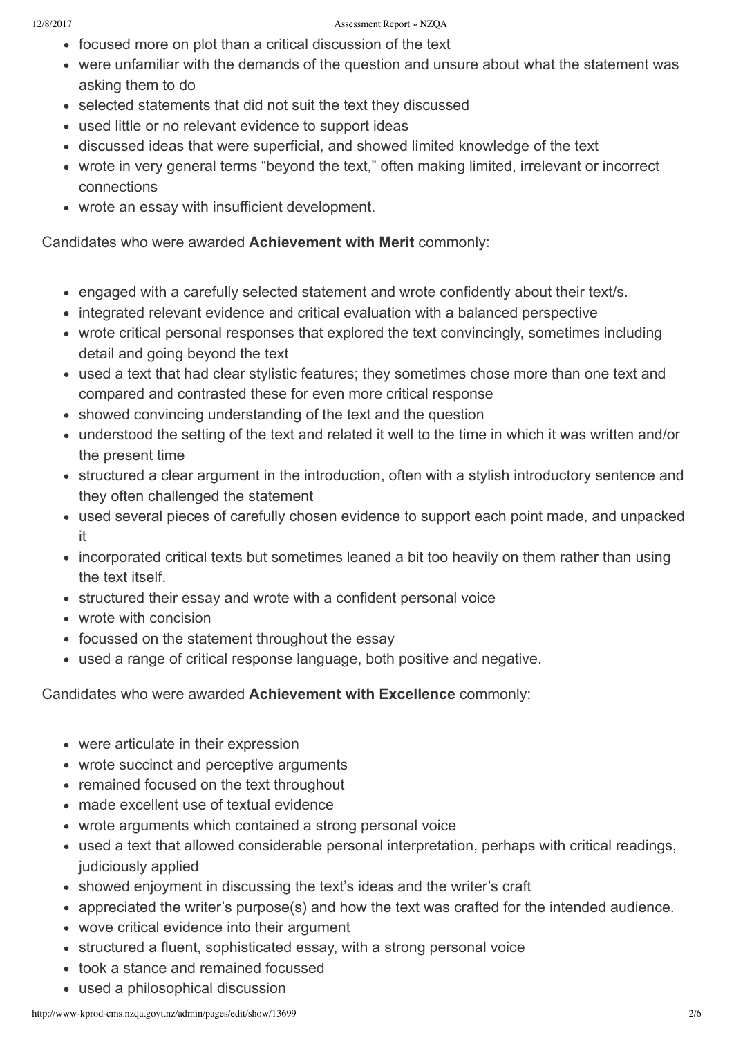- focused more on plot than a critical discussion of the text
- were unfamiliar with the demands of the question and unsure about what the statement was asking them to do
- selected statements that did not suit the text they discussed
- used little or no relevant evidence to support ideas
- discussed ideas that were superficial, and showed limited knowledge of the text
- wrote in very general terms "beyond the text," often making limited, irrelevant or incorrect connections
- wrote an essay with insufficient development.

Candidates who were awarded **Achievement with Merit** commonly:

- engaged with a carefully selected statement and wrote confidently about their text/s.
- integrated relevant evidence and critical evaluation with a balanced perspective
- wrote critical personal responses that explored the text convincingly, sometimes including detail and going beyond the text
- used a text that had clear stylistic features; they sometimes chose more than one text and compared and contrasted these for even more critical response
- showed convincing understanding of the text and the question
- understood the setting of the text and related it well to the time in which it was written and/or the present time
- structured a clear argument in the introduction, often with a stylish introductory sentence and they often challenged the statement
- used several pieces of carefully chosen evidence to support each point made, and unpacked it
- incorporated critical texts but sometimes leaned a bit too heavily on them rather than using the text itself.
- structured their essay and wrote with a confident personal voice
- wrote with concision
- focussed on the statement throughout the essay
- used a range of critical response language, both positive and negative.

Candidates who were awarded **Achievement with Excellence** commonly:

- were articulate in their expression
- wrote succinct and perceptive arguments
- remained focused on the text throughout
- made excellent use of textual evidence
- wrote arguments which contained a strong personal voice
- used a text that allowed considerable personal interpretation, perhaps with critical readings, judiciously applied
- showed enjoyment in discussing the text's ideas and the writer's craft
- appreciated the writer's purpose(s) and how the text was crafted for the intended audience.
- wove critical evidence into their argument
- structured a fluent, sophisticated essay, with a strong personal voice
- took a stance and remained focussed
- used a philosophical discussion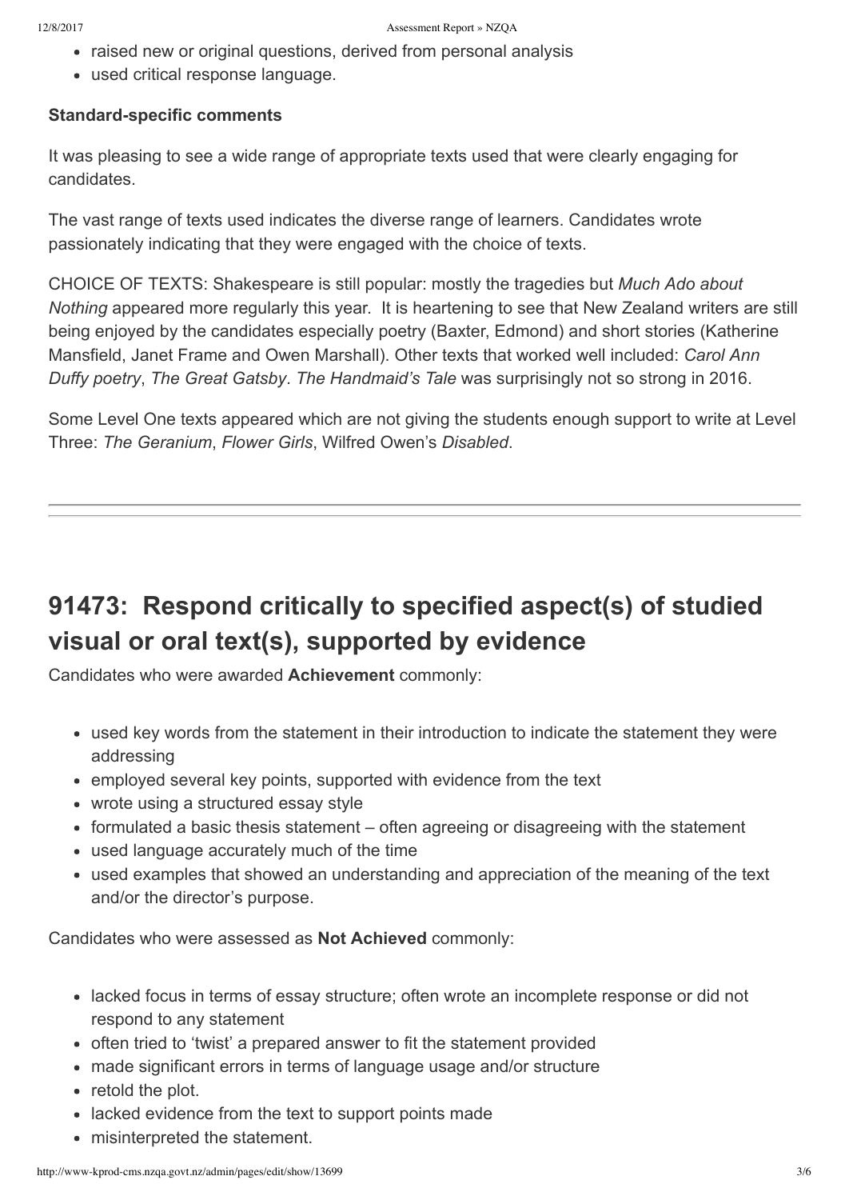- raised new or original questions, derived from personal analysis
- used critical response language.

**Standard-specific comments**

It was pleasing to see a wide range of appropriate texts used that were clearly engaging for candidates.

The vast range of texts used indicates the diverse range of learners. Candidates wrote passionately indicating that they were engaged with the choice of texts.

CHOICE OF TEXTS: Shakespeare is still popular: mostly the tragedies but *Much Ado about Nothing* appeared more regularly this year. It is heartening to see that New Zealand writers are still being enjoyed by the candidates especially poetry (Baxter, Edmond) and short stories (Katherine Mansfield, Janet Frame and Owen Marshall). Other texts that worked well included: *Carol Ann Duffy poetry*, *The Great Gatsby*. *The Handmaid's Tale* was surprisingly not so strong in 2016.

Some Level One texts appeared which are not giving the students enough support to write at Level Three: *The Geranium*, *Flower Girls*, Wilfred Owen's *Disabled*.

---

## 91473: Respond critically to specified aspect(s) of studied visual or oral text(s), supported by evidence

Candidates who were awarded **Achievement** commonly:

- used key words from the statement in their introduction to indicate the statement they were addressing
- employed several key points, supported with evidence from the text
- wrote using a structured essay style
- formulated a basic thesis statement – often agreeing or disagreeing with the statement
- used language accurately much of the time
- used examples that showed an understanding and appreciation of the meaning of the text and/or the director's purpose.

Candidates who were assessed as **Not Achieved** commonly:

- lacked focus in terms of essay structure; often wrote an incomplete response or did not respond to any statement
- often tried to 'twist' a prepared answer to fit the statement provided
- made significant errors in terms of language usage and/or structure
- retold the plot.
- lacked evidence from the text to support points made
- misinterpreted the statement.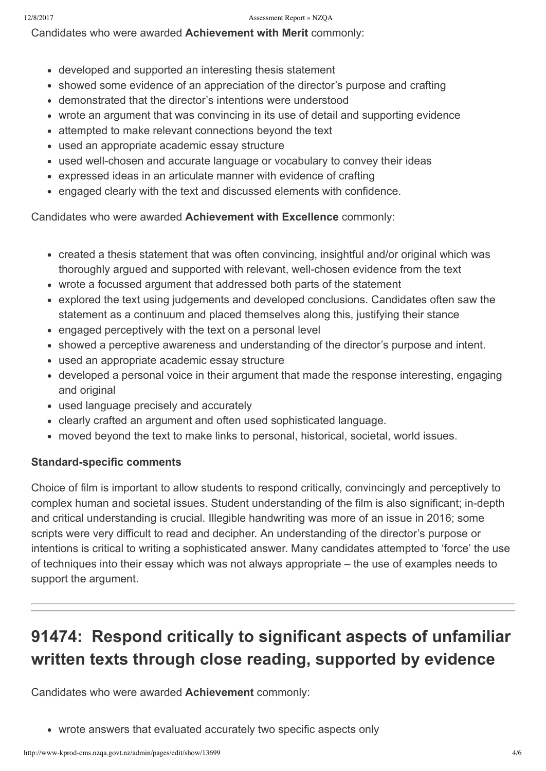Candidates who were awarded **Achievement with Merit** commonly:

- developed and supported an interesting thesis statement
- showed some evidence of an appreciation of the director's purpose and crafting
- demonstrated that the director's intentions were understood
- wrote an argument that was convincing in its use of detail and supporting evidence
- attempted to make relevant connections beyond the text
- used an appropriate academic essay structure
- used well-chosen and accurate language or vocabulary to convey their ideas
- expressed ideas in an articulate manner with evidence of crafting
- engaged clearly with the text and discussed elements with confidence.

Candidates who were awarded **Achievement with Excellence** commonly:

- created a thesis statement that was often convincing, insightful and/or original which was thoroughly argued and supported with relevant, well-chosen evidence from the text
- wrote a focussed argument that addressed both parts of the statement
- explored the text using judgements and developed conclusions. Candidates often saw the statement as a continuum and placed themselves along this, justifying their stance
- engaged perceptively with the text on a personal level
- showed a perceptive awareness and understanding of the director's purpose and intent.
- used an appropriate academic essay structure
- developed a personal voice in their argument that made the response interesting, engaging and original
- used language precisely and accurately
- clearly crafted an argument and often used sophisticated language.
- moved beyond the text to make links to personal, historical, societal, world issues.

### Standard-specific comments

Choice of film is important to allow students to respond critically, convincingly and perceptively to complex human and societal issues. Student understanding of the film is also significant; in-depth and critical understanding is crucial. Illegible handwriting was more of an issue in 2016; some scripts were very difficult to read and decipher. An understanding of the director's purpose or intentions is critical to writing a sophisticated answer. Many candidates attempted to 'force' the use of techniques into their essay which was not always appropriate – the use of examples needs to support the argument.

---

## 91474: Respond critically to significant aspects of unfamiliar written texts through close reading, supported by evidence

Candidates who were awarded **Achievement** commonly:

- wrote answers that evaluated accurately two specific aspects only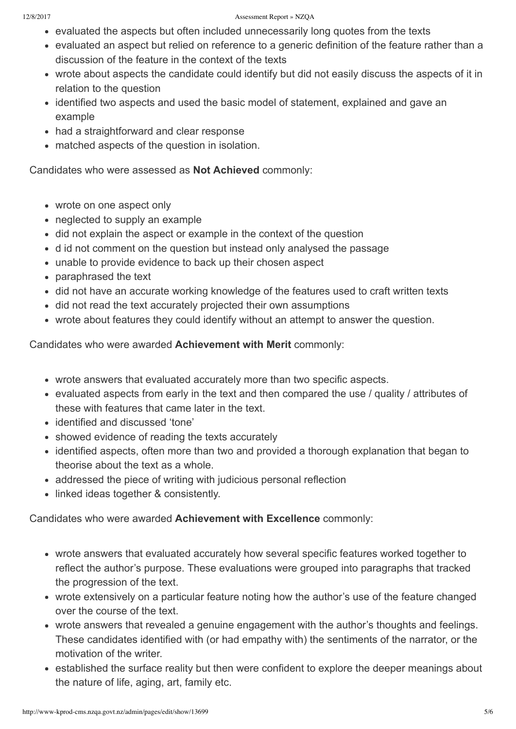- evaluated the aspects but often included unnecessarily long quotes from the texts
- evaluated an aspect but relied on reference to a generic definition of the feature rather than a discussion of the feature in the context of the texts
- wrote about aspects the candidate could identify but did not easily discuss the aspects of it in relation to the question
- identified two aspects and used the basic model of statement, explained and gave an example
- had a straightforward and clear response
- matched aspects of the question in isolation.

Candidates who were assessed as **Not Achieved** commonly:

- wrote on one aspect only
- neglected to supply an example
- did not explain the aspect or example in the context of the question
- d id not comment on the question but instead only analysed the passage
- unable to provide evidence to back up their chosen aspect
- paraphrased the text
- did not have an accurate working knowledge of the features used to craft written texts
- did not read the text accurately projected their own assumptions
- wrote about features they could identify without an attempt to answer the question.

Candidates who were awarded **Achievement with Merit** commonly:

- wrote answers that evaluated accurately more than two specific aspects.
- evaluated aspects from early in the text and then compared the use / quality / attributes of these with features that came later in the text.
- identified and discussed 'tone'
- showed evidence of reading the texts accurately
- identified aspects, often more than two and provided a thorough explanation that began to theorise about the text as a whole.
- addressed the piece of writing with judicious personal reflection
- linked ideas together & consistently.

Candidates who were awarded **Achievement with Excellence** commonly:

- wrote answers that evaluated accurately how several specific features worked together to reflect the author's purpose. These evaluations were grouped into paragraphs that tracked the progression of the text.
- wrote extensively on a particular feature noting how the author's use of the feature changed over the course of the text.
- wrote answers that revealed a genuine engagement with the author's thoughts and feelings. These candidates identified with (or had empathy with) the sentiments of the narrator, or the motivation of the writer.
- established the surface reality but then were confident to explore the deeper meanings about the nature of life, aging, art, family etc.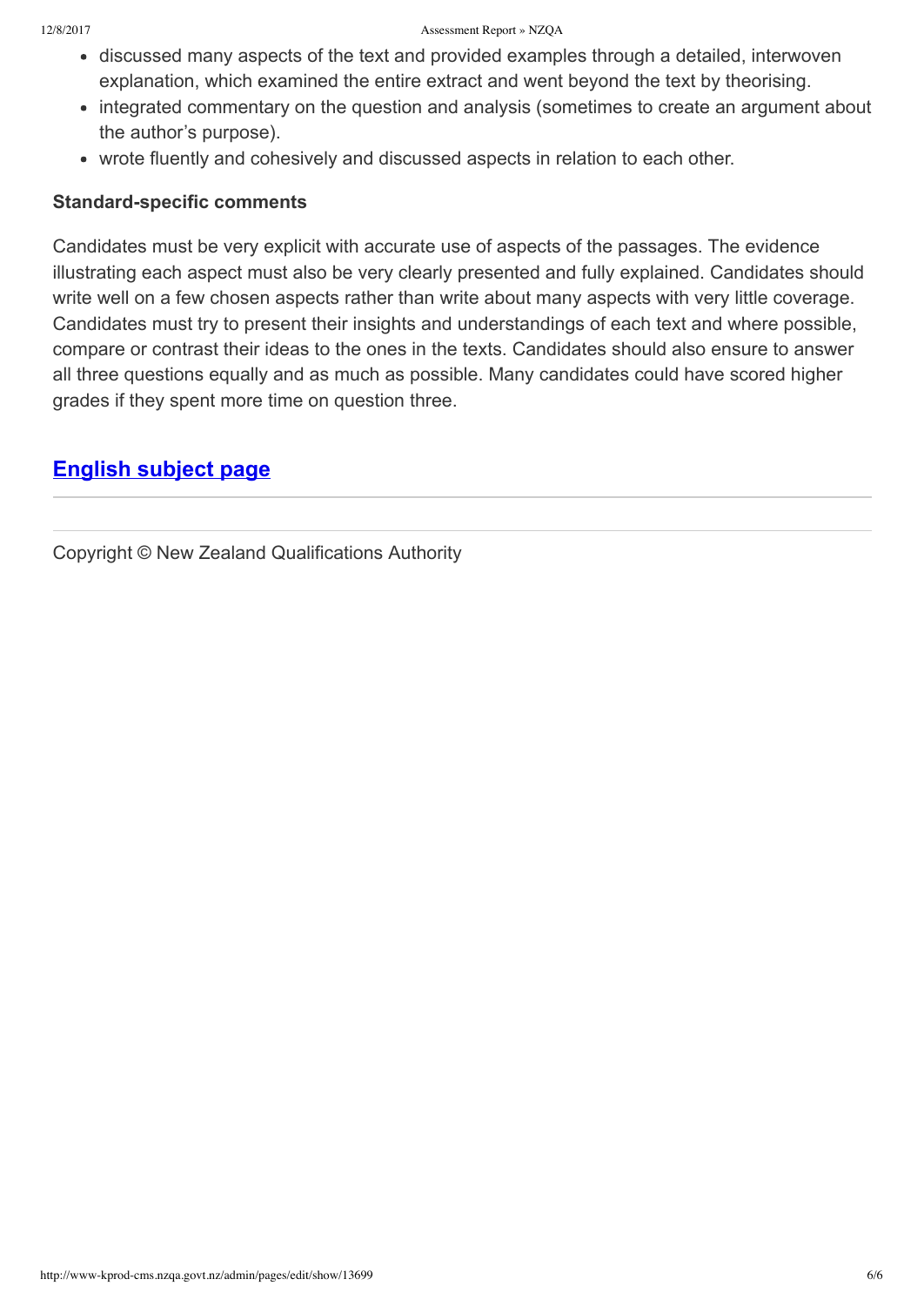- discussed many aspects of the text and provided examples through a detailed, interwoven explanation, which examined the entire extract and went beyond the text by theorising.
- integrated commentary on the question and analysis (sometimes to create an argument about the author's purpose).
- wrote fluently and cohesively and discussed aspects in relation to each other.

### Standard-specific comments

Candidates must be very explicit with accurate use of aspects of the passages. The evidence illustrating each aspect must also be very clearly presented and fully explained. Candidates should write well on a few chosen aspects rather than write about many aspects with very little coverage. Candidates must try to present their insights and understandings of each text and where possible, compare or contrast their ideas to the ones in the texts. Candidates should also ensure to answer all three questions equally and as much as possible. Many candidates could have scored higher grades if they spent more time on question three.

## English subject page

---

Copyright © New Zealand Qualifications Authority